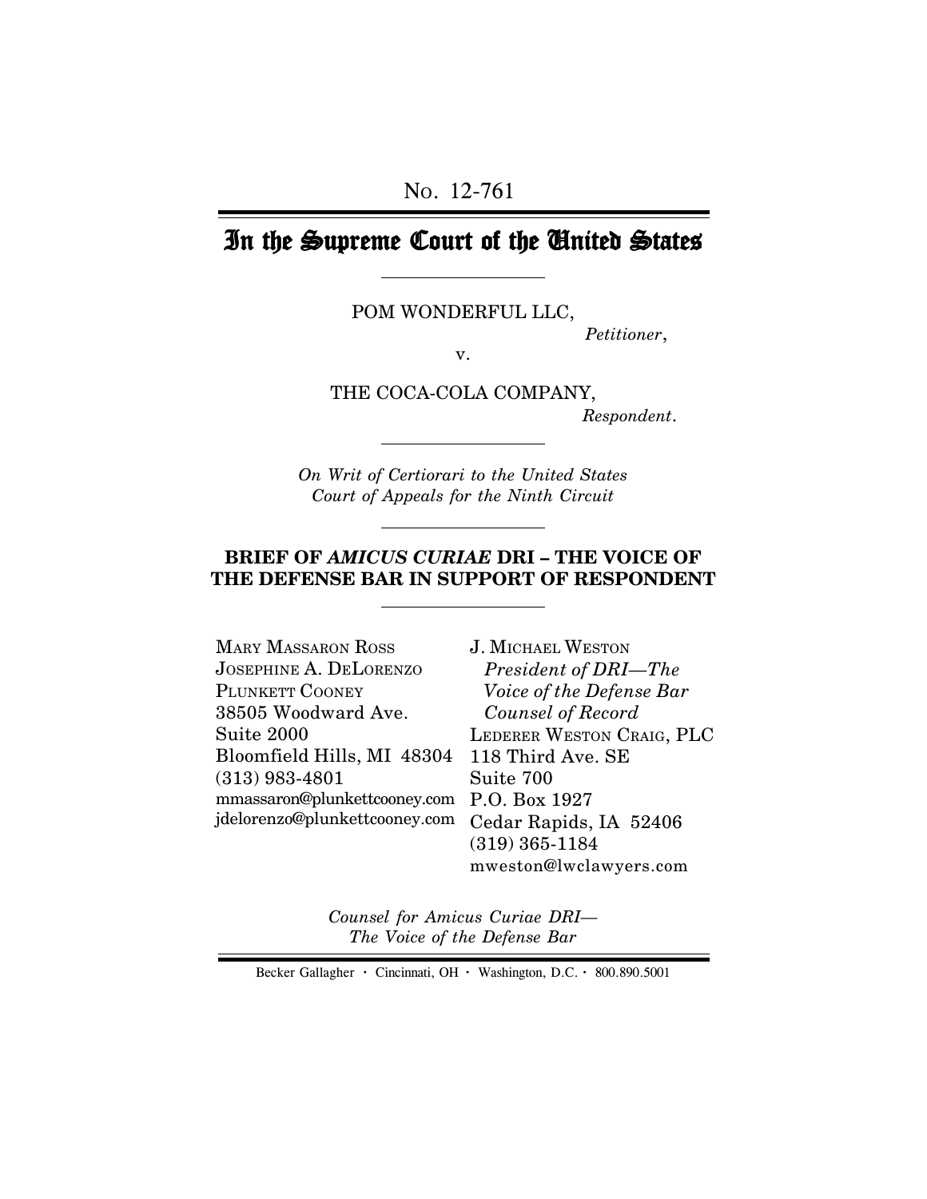No. 12-761

# In the Supreme Court of the United States

---

POM WONDERFUL LLC,

*Petitioner*,

v.

THE COCA-COLA COMPANY,

*Respondent*.

---

*On Writ of Certiorari to the United States Court of Appeals for the Ninth Circuit*

---

**BRIEF OF *AMICUS CURIAE* DRI – THE VOICE OF THE DEFENSE BAR IN SUPPORT OF RESPONDENT**

---

MARY MASSARON ROSS
JOSEPHINE A. DELORENZO
PLUNKETT COONEY
38505 Woodward Ave.
Suite 2000
Bloomfield Hills, MI 48304
(313) 983-4801
mmassaron@plunkettcooney.com
jdelorenzo@plunkettcooney.com

J. MICHAEL WESTON
*President of DRI—The Voice of the Defense Bar*
*Counsel of Record*
LEDERER WESTON CRAIG, PLC
118 Third Ave. SE
Suite 700
P.O. Box 1927
Cedar Rapids, IA 52406
(319) 365-1184
mweston@lwclawyers.com

*Counsel for Amicus Curiae DRI—The Voice of the Defense Bar*

Becker Gallagher · Cincinnati, OH · Washington, D.C. · 800.890.5001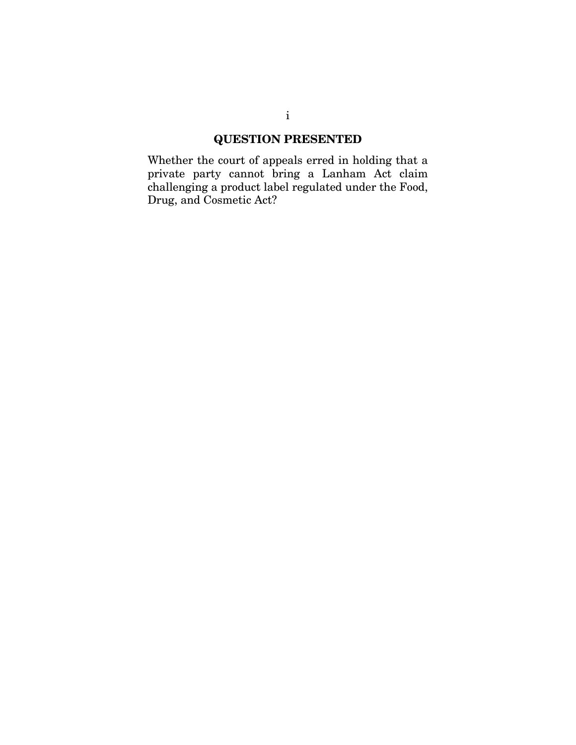## QUESTION PRESENTED

Whether the court of appeals erred in holding that a private party cannot bring a Lanham Act claim challenging a product label regulated under the Food, Drug, and Cosmetic Act?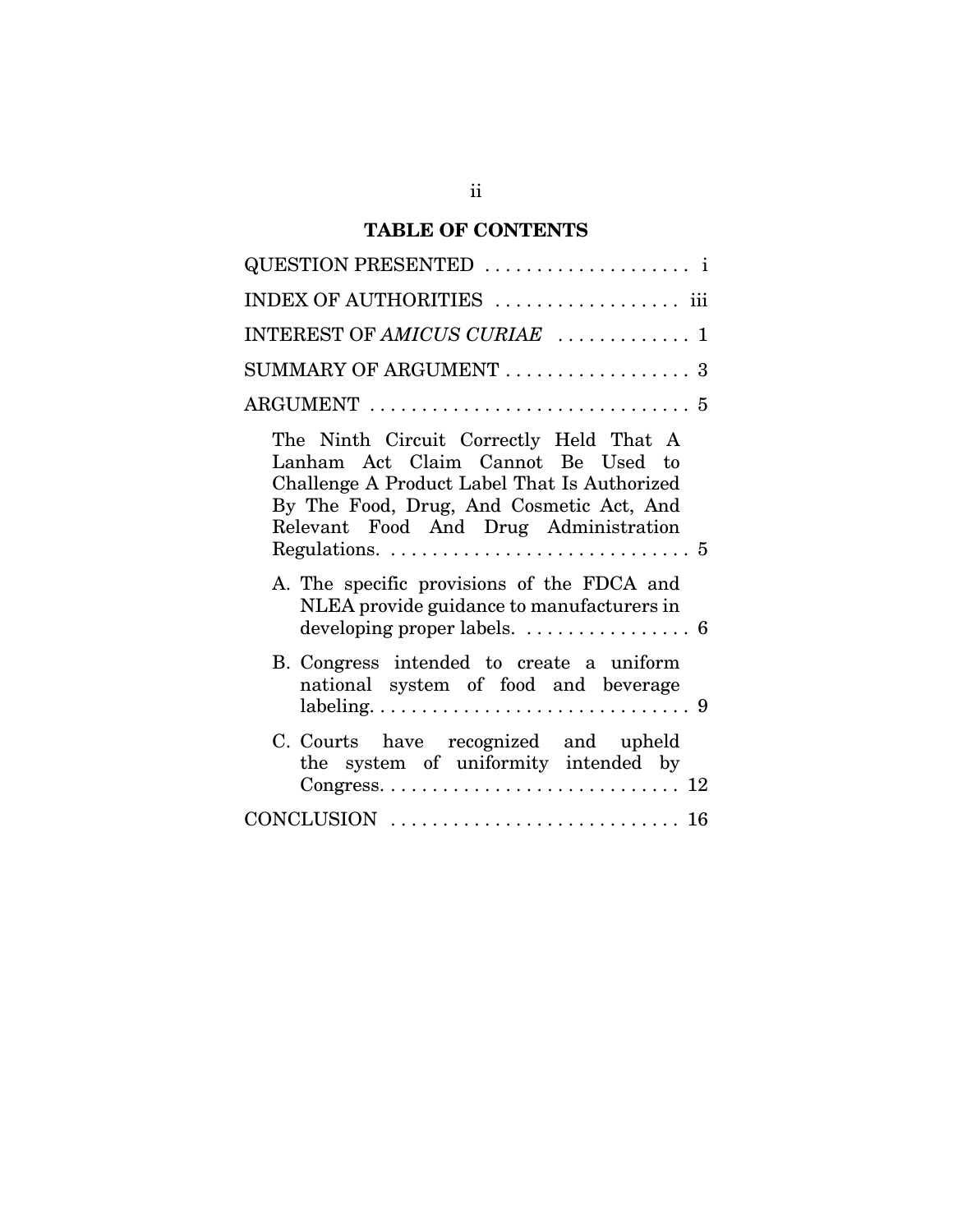## TABLE OF CONTENTS

QUESTION PRESENTED . . . . . . . . . . . . . . . . . . . . i

INDEX OF AUTHORITIES . . . . . . . . . . . . . . . . . . iii

INTEREST OF *AMICUS CURIAE* . . . . . . . . . . . . . 1

SUMMARY OF ARGUMENT . . . . . . . . . . . . . . . . . . 3

ARGUMENT . . . . . . . . . . . . . . . . . . . . . . . . . . . . . . 5

The Ninth Circuit Correctly Held That A Lanham Act Claim Cannot Be Used to Challenge A Product Label That Is Authorized By The Food, Drug, And Cosmetic Act, And Relevant Food And Drug Administration Regulations. . . . . . . . . . . . . . . . . . . . . . . . . . . . . 5

A. The specific provisions of the FDCA and NLEA provide guidance to manufacturers in developing proper labels. . . . . . . . . . . . . . . . . 6

B. Congress intended to create a uniform national system of food and beverage labeling. . . . . . . . . . . . . . . . . . . . . . . . . . . . . . . 9

C. Courts have recognized and upheld the system of uniformity intended by Congress. . . . . . . . . . . . . . . . . . . . . . . . . . . . 12

CONCLUSION . . . . . . . . . . . . . . . . . . . . . . . . . . . . 16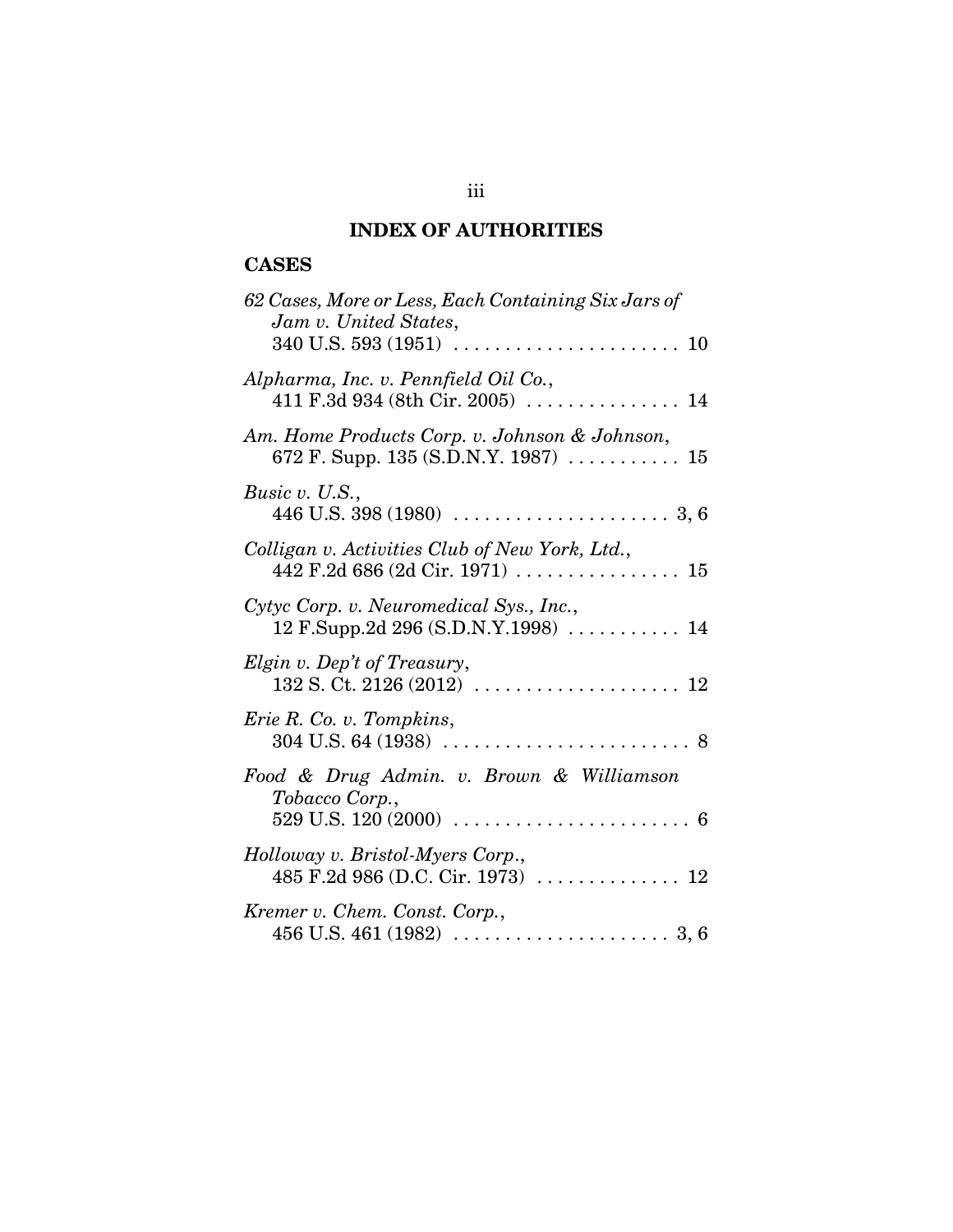# INDEX OF AUTHORITIES

## CASES

*62 Cases, More or Less, Each Containing Six Jars of Jam v. United States*,
340 U.S. 593 (1951) . . . . . . . . . . . . . . . . . . . . . . 10

*Alpharma, Inc. v. Pennfield Oil Co.*,
411 F.3d 934 (8th Cir. 2005) . . . . . . . . . . . . . . . 14

*Am. Home Products Corp. v. Johnson & Johnson*,
672 F. Supp. 135 (S.D.N.Y. 1987) . . . . . . . . . . . 15

*Busic v. U.S.*,
446 U.S. 398 (1980) . . . . . . . . . . . . . . . . . . . . . 3, 6

*Colligan v. Activities Club of New York, Ltd.*,
442 F.2d 686 (2d Cir. 1971) . . . . . . . . . . . . . . . . 15

*Cytyc Corp. v. Neuromedical Sys., Inc.*,
12 F.Supp.2d 296 (S.D.N.Y.1998) . . . . . . . . . . . 14

*Elgin v. Dep't of Treasury*,
132 S. Ct. 2126 (2012) . . . . . . . . . . . . . . . . . . . . 12

*Erie R. Co. v. Tompkins*,
304 U.S. 64 (1938) . . . . . . . . . . . . . . . . . . . . . . . . 8

*Food & Drug Admin. v. Brown & Williamson Tobacco Corp.*,
529 U.S. 120 (2000) . . . . . . . . . . . . . . . . . . . . . . . 6

*Holloway v. Bristol-Myers Corp*.,
485 F.2d 986 (D.C. Cir. 1973) . . . . . . . . . . . . . . 12

*Kremer v. Chem. Const. Corp.*,
456 U.S. 461 (1982) . . . . . . . . . . . . . . . . . . . . . 3, 6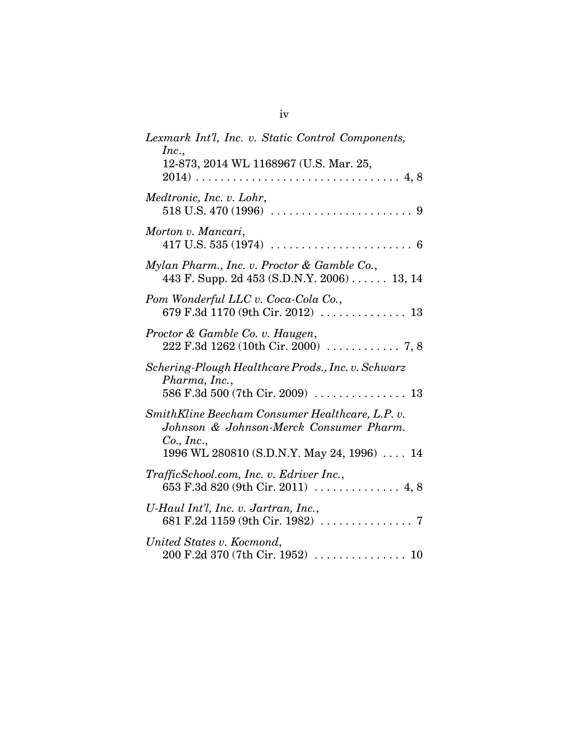*Lexmark Int'l, Inc. v. Static Control Components, Inc.*,
12-873, 2014 WL 1168967 (U.S. Mar. 25, 2014) . . . . . . . . . . . . . . . . . . . . . . . . . . . . . . . . 4, 8

*Medtronic, Inc. v. Lohr*,
518 U.S. 470 (1996) . . . . . . . . . . . . . . . . . . . . . . . 9

*Morton v. Mancari*,
417 U.S. 535 (1974) . . . . . . . . . . . . . . . . . . . . . . . 6

*Mylan Pharm., Inc. v. Proctor & Gamble Co.*,
443 F. Supp. 2d 453 (S.D.N.Y. 2006) . . . . . . 13, 14

*Pom Wonderful LLC v. Coca-Cola Co.*,
679 F.3d 1170 (9th Cir. 2012) . . . . . . . . . . . . . . 13

*Proctor & Gamble Co. v. Haugen*,
222 F.3d 1262 (10th Cir. 2000) . . . . . . . . . . . . 7, 8

*Schering-Plough Healthcare Prods., Inc. v. Schwarz Pharma, Inc.*,
586 F.3d 500 (7th Cir. 2009) . . . . . . . . . . . . . . . 13

*SmithKline Beecham Consumer Healthcare, L.P. v. Johnson & Johnson-Merck Consumer Pharm. Co., Inc.*,
1996 WL 280810 (S.D.N.Y. May 24, 1996) . . . . 14

*TrafficSchool.com, Inc. v. Edriver Inc.*,
653 F.3d 820 (9th Cir. 2011) . . . . . . . . . . . . . . 4, 8

*U-Haul Int'l, Inc. v. Jartran, Inc.*,
681 F.2d 1159 (9th Cir. 1982) . . . . . . . . . . . . . . . 7

*United States v. Kocmond*,
200 F.2d 370 (7th Cir. 1952) . . . . . . . . . . . . . . . 10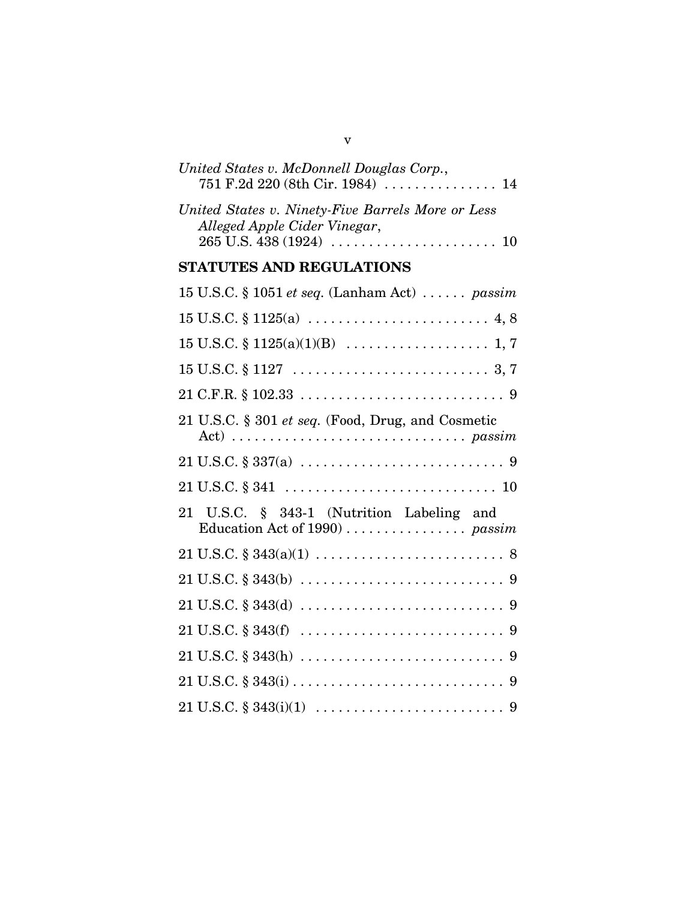*United States v. McDonnell Douglas Corp.*, 751 F.2d 220 (8th Cir. 1984) . . . . . . . . . . . . . . . 14

*United States v. Ninety-Five Barrels More or Less Alleged Apple Cider Vinegar*, 265 U.S. 438 (1924) . . . . . . . . . . . . . . . . . . . . . . 10

## STATUTES AND REGULATIONS

15 U.S.C. § 1051 *et seq.* (Lanham Act) . . . . . . *passim*

15 U.S.C. § 1125(a) . . . . . . . . . . . . . . . . . . . . . . . . 4, 8

15 U.S.C. § 1125(a)(1)(B) . . . . . . . . . . . . . . . . . . . 1, 7

15 U.S.C. § 1127 . . . . . . . . . . . . . . . . . . . . . . . . . . 3, 7

21 C.F.R. § 102.33 . . . . . . . . . . . . . . . . . . . . . . . . . . . 9

21 U.S.C. § 301 *et seq.* (Food, Drug, and Cosmetic Act) . . . . . . . . . . . . . . . . . . . . . . . . . . . . . . *passim*

21 U.S.C. § 337(a) . . . . . . . . . . . . . . . . . . . . . . . . . . . 9

21 U.S.C. § 341 . . . . . . . . . . . . . . . . . . . . . . . . . . . 10

21 U.S.C. § 343-1 (Nutrition Labeling and Education Act of 1990) . . . . . . . . . . . . . . . . *passim*

21 U.S.C. § 343(a)(1) . . . . . . . . . . . . . . . . . . . . . . . . . 8

21 U.S.C. § 343(b) . . . . . . . . . . . . . . . . . . . . . . . . . . . 9

21 U.S.C. § 343(d) . . . . . . . . . . . . . . . . . . . . . . . . . . . 9

21 U.S.C. § 343(f) . . . . . . . . . . . . . . . . . . . . . . . . . . . 9

21 U.S.C. § 343(h) . . . . . . . . . . . . . . . . . . . . . . . . . . . 9

21 U.S.C. § 343(i) . . . . . . . . . . . . . . . . . . . . . . . . . . . . 9

21 U.S.C. § 343(i)(1) . . . . . . . . . . . . . . . . . . . . . . . . . 9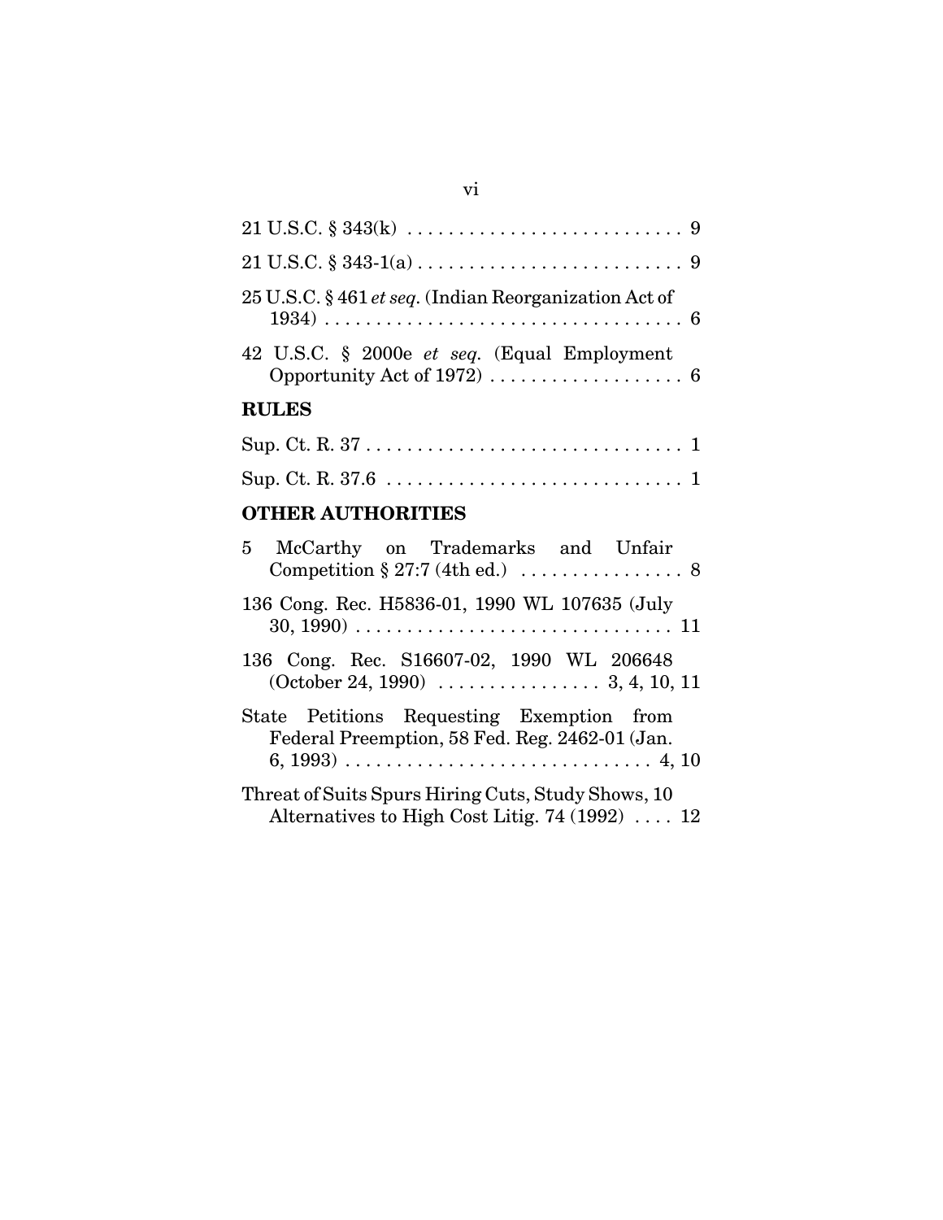21 U.S.C. § 343(k) . . . . . . . . . . . . . . . . . . . . . . . . . . . 9

21 U.S.C. § 343-1(a) . . . . . . . . . . . . . . . . . . . . . . . . . . 9

25 U.S.C. § 461 *et seq.* (Indian Reorganization Act of 1934) . . . . . . . . . . . . . . . . . . . . . . . . . . . . . . . . . . . 6

42 U.S.C. § 2000e *et seq.* (Equal Employment Opportunity Act of 1972) . . . . . . . . . . . . . . . . . . . 6

## RULES

Sup. Ct. R. 37 . . . . . . . . . . . . . . . . . . . . . . . . . . . . . . 1

Sup. Ct. R. 37.6 . . . . . . . . . . . . . . . . . . . . . . . . . . . . 1

## OTHER AUTHORITIES

5 McCarthy on Trademarks and Unfair Competition § 27:7 (4th ed.) . . . . . . . . . . . . . . . . 8

136 Cong. Rec. H5836-01, 1990 WL 107635 (July 30, 1990) . . . . . . . . . . . . . . . . . . . . . . . . . . . . . . 11

136 Cong. Rec. S16607-02, 1990 WL 206648 (October 24, 1990) . . . . . . . . . . . . . . . . 3, 4, 10, 11

State Petitions Requesting Exemption from Federal Preemption, 58 Fed. Reg. 2462-01 (Jan. 6, 1993) . . . . . . . . . . . . . . . . . . . . . . . . . . . . . . 4, 10

Threat of Suits Spurs Hiring Cuts, Study Shows, 10 Alternatives to High Cost Litig. 74 (1992) . . . . 12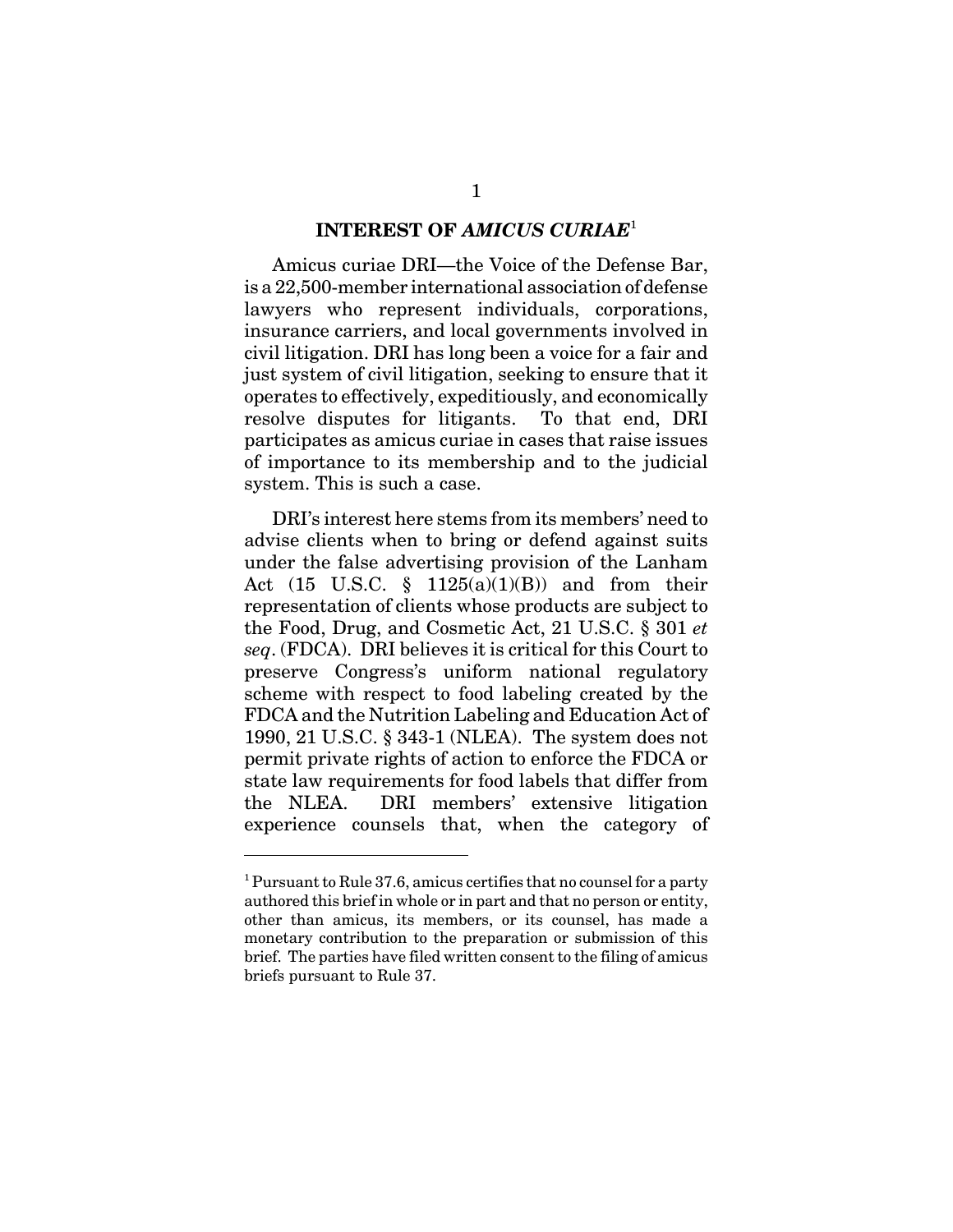## INTEREST OF *AMICUS CURIAE*[1]

Amicus curiae DRI—the Voice of the Defense Bar, is a 22,500-member international association of defense lawyers who represent individuals, corporations, insurance carriers, and local governments involved in civil litigation. DRI has long been a voice for a fair and just system of civil litigation, seeking to ensure that it operates to effectively, expeditiously, and economically resolve disputes for litigants. To that end, DRI participates as amicus curiae in cases that raise issues of importance to its membership and to the judicial system. This is such a case.

DRI's interest here stems from its members' need to advise clients when to bring or defend against suits under the false advertising provision of the Lanham Act (15 U.S.C. § 1125(a)(1)(B)) and from their representation of clients whose products are subject to the Food, Drug, and Cosmetic Act, 21 U.S.C. § 301 *et seq*. (FDCA). DRI believes it is critical for this Court to preserve Congress's uniform national regulatory scheme with respect to food labeling created by the FDCA and the Nutrition Labeling and Education Act of 1990, 21 U.S.C. § 343-1 (NLEA). The system does not permit private rights of action to enforce the FDCA or state law requirements for food labels that differ from the NLEA. DRI members' extensive litigation experience counsels that, when the category of

[1] Pursuant to Rule 37.6, amicus certifies that no counsel for a party authored this brief in whole or in part and that no person or entity, other than amicus, its members, or its counsel, has made a monetary contribution to the preparation or submission of this brief. The parties have filed written consent to the filing of amicus briefs pursuant to Rule 37.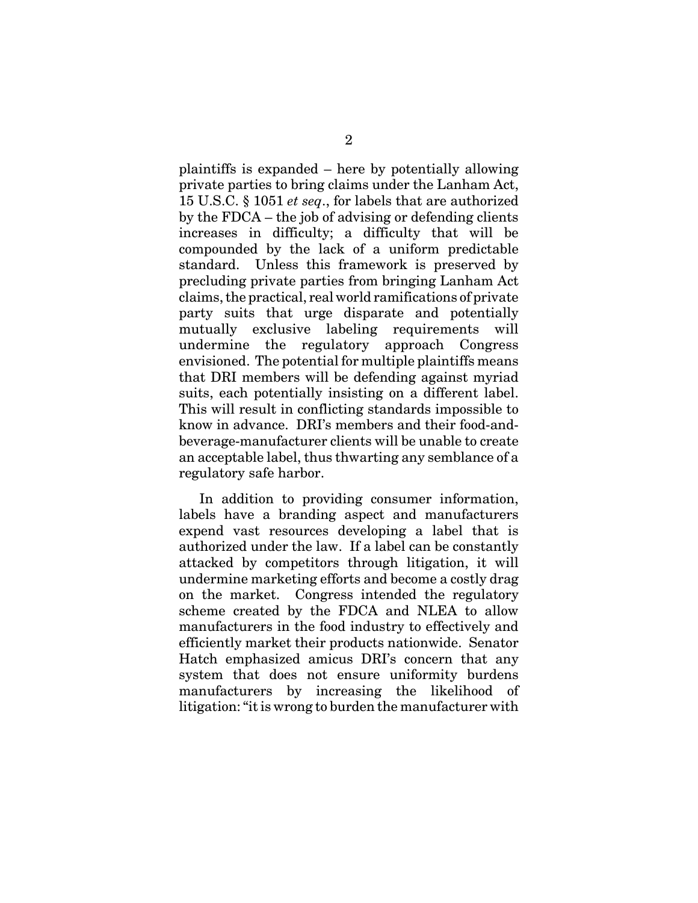plaintiffs is expanded – here by potentially allowing private parties to bring claims under the Lanham Act, 15 U.S.C. § 1051 *et seq*., for labels that are authorized by the FDCA – the job of advising or defending clients increases in difficulty; a difficulty that will be compounded by the lack of a uniform predictable standard. Unless this framework is preserved by precluding private parties from bringing Lanham Act claims, the practical, real world ramifications of private party suits that urge disparate and potentially mutually exclusive labeling requirements will undermine the regulatory approach Congress envisioned. The potential for multiple plaintiffs means that DRI members will be defending against myriad suits, each potentially insisting on a different label. This will result in conflicting standards impossible to know in advance. DRI's members and their food-and-beverage-manufacturer clients will be unable to create an acceptable label, thus thwarting any semblance of a regulatory safe harbor.

In addition to providing consumer information, labels have a branding aspect and manufacturers expend vast resources developing a label that is authorized under the law. If a label can be constantly attacked by competitors through litigation, it will undermine marketing efforts and become a costly drag on the market. Congress intended the regulatory scheme created by the FDCA and NLEA to allow manufacturers in the food industry to effectively and efficiently market their products nationwide. Senator Hatch emphasized amicus DRI's concern that any system that does not ensure uniformity burdens manufacturers by increasing the likelihood of litigation: "it is wrong to burden the manufacturer with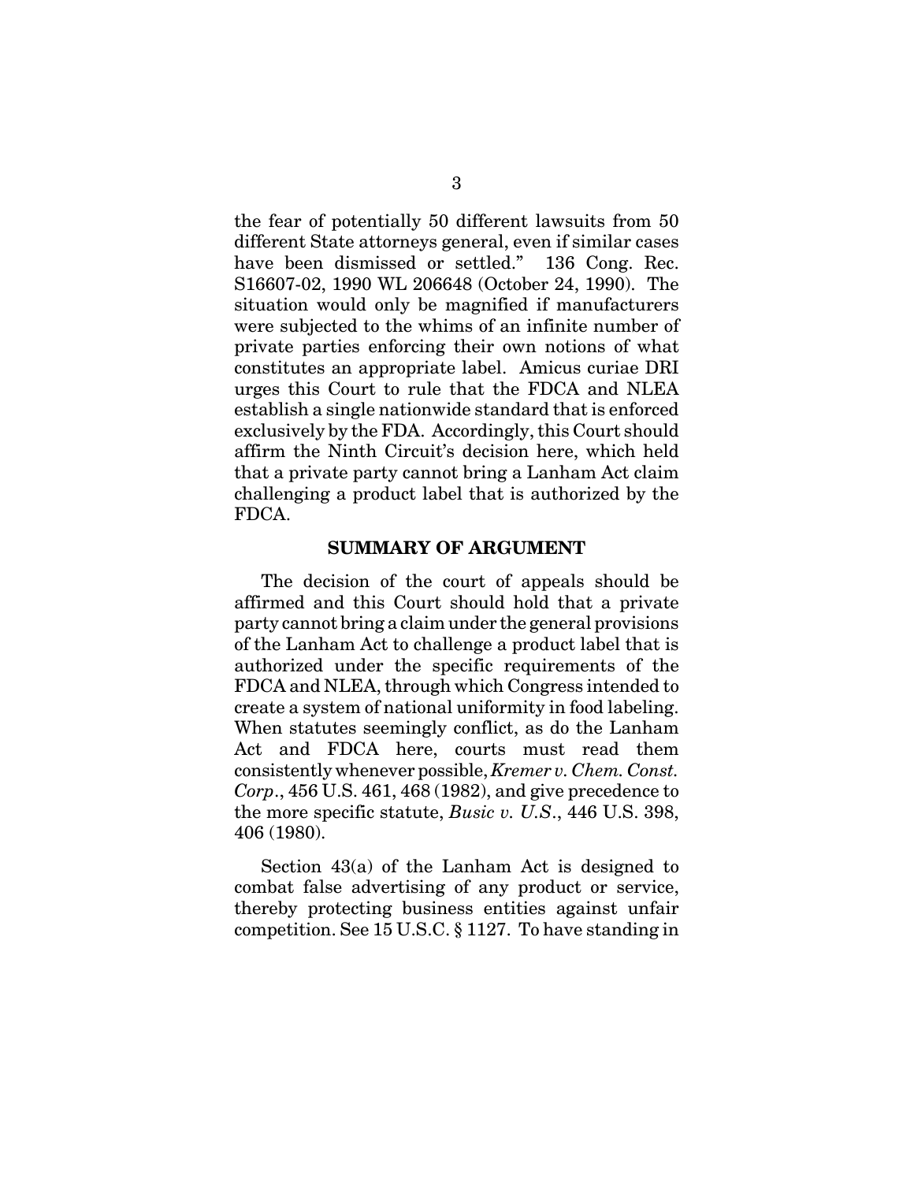the fear of potentially 50 different lawsuits from 50 different State attorneys general, even if similar cases have been dismissed or settled." 136 Cong. Rec. S16607-02, 1990 WL 206648 (October 24, 1990). The situation would only be magnified if manufacturers were subjected to the whims of an infinite number of private parties enforcing their own notions of what constitutes an appropriate label. Amicus curiae DRI urges this Court to rule that the FDCA and NLEA establish a single nationwide standard that is enforced exclusively by the FDA. Accordingly, this Court should affirm the Ninth Circuit's decision here, which held that a private party cannot bring a Lanham Act claim challenging a product label that is authorized by the FDCA.

## SUMMARY OF ARGUMENT

The decision of the court of appeals should be affirmed and this Court should hold that a private party cannot bring a claim under the general provisions of the Lanham Act to challenge a product label that is authorized under the specific requirements of the FDCA and NLEA, through which Congress intended to create a system of national uniformity in food labeling. When statutes seemingly conflict, as do the Lanham Act and FDCA here, courts must read them consistently whenever possible, *Kremer v. Chem. Const. Corp*., 456 U.S. 461, 468 (1982), and give precedence to the more specific statute, *Busic v. U.S*., 446 U.S. 398, 406 (1980).

Section 43(a) of the Lanham Act is designed to combat false advertising of any product or service, thereby protecting business entities against unfair competition. See 15 U.S.C. § 1127. To have standing in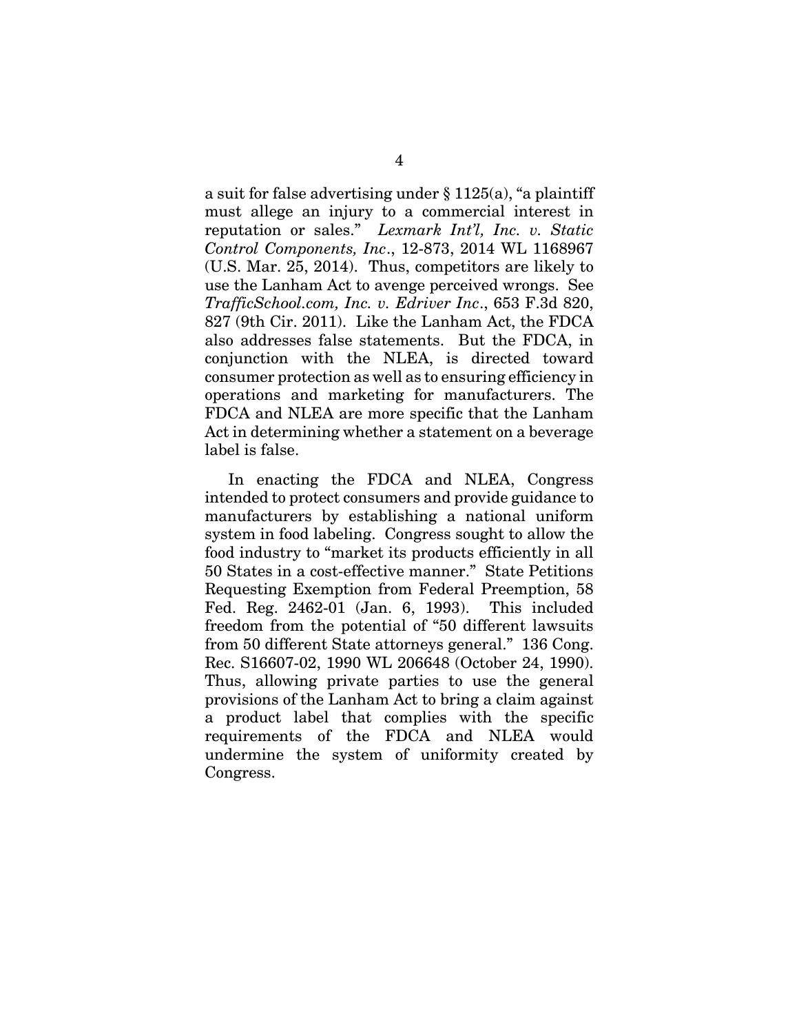a suit for false advertising under § 1125(a), "a plaintiff must allege an injury to a commercial interest in reputation or sales." *Lexmark Int'l, Inc. v. Static Control Components, Inc*., 12-873, 2014 WL 1168967 (U.S. Mar. 25, 2014). Thus, competitors are likely to use the Lanham Act to avenge perceived wrongs. See *TrafficSchool.com, Inc. v. Edriver Inc*., 653 F.3d 820, 827 (9th Cir. 2011). Like the Lanham Act, the FDCA also addresses false statements. But the FDCA, in conjunction with the NLEA, is directed toward consumer protection as well as to ensuring efficiency in operations and marketing for manufacturers. The FDCA and NLEA are more specific that the Lanham Act in determining whether a statement on a beverage label is false.

In enacting the FDCA and NLEA, Congress intended to protect consumers and provide guidance to manufacturers by establishing a national uniform system in food labeling. Congress sought to allow the food industry to "market its products efficiently in all 50 States in a cost-effective manner." State Petitions Requesting Exemption from Federal Preemption, 58 Fed. Reg. 2462-01 (Jan. 6, 1993). This included freedom from the potential of "50 different lawsuits from 50 different State attorneys general." 136 Cong. Rec. S16607-02, 1990 WL 206648 (October 24, 1990). Thus, allowing private parties to use the general provisions of the Lanham Act to bring a claim against a product label that complies with the specific requirements of the FDCA and NLEA would undermine the system of uniformity created by Congress.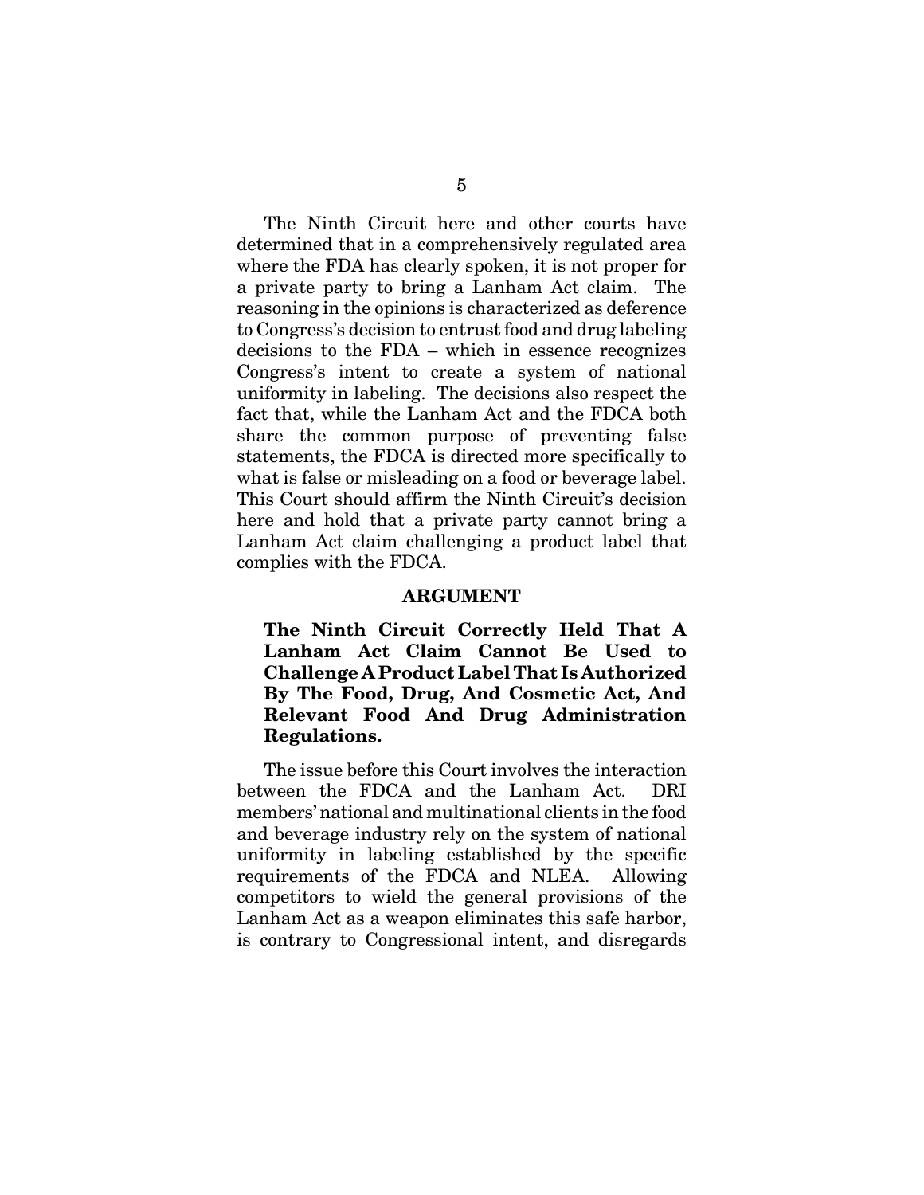The Ninth Circuit here and other courts have determined that in a comprehensively regulated area where the FDA has clearly spoken, it is not proper for a private party to bring a Lanham Act claim. The reasoning in the opinions is characterized as deference to Congress's decision to entrust food and drug labeling decisions to the FDA – which in essence recognizes Congress's intent to create a system of national uniformity in labeling. The decisions also respect the fact that, while the Lanham Act and the FDCA both share the common purpose of preventing false statements, the FDCA is directed more specifically to what is false or misleading on a food or beverage label. This Court should affirm the Ninth Circuit's decision here and hold that a private party cannot bring a Lanham Act claim challenging a product label that complies with the FDCA.

## ARGUMENT

### The Ninth Circuit Correctly Held That A Lanham Act Claim Cannot Be Used to Challenge A Product Label That Is Authorized By The Food, Drug, And Cosmetic Act, And Relevant Food And Drug Administration Regulations.

The issue before this Court involves the interaction between the FDCA and the Lanham Act. DRI members' national and multinational clients in the food and beverage industry rely on the system of national uniformity in labeling established by the specific requirements of the FDCA and NLEA. Allowing competitors to wield the general provisions of the Lanham Act as a weapon eliminates this safe harbor, is contrary to Congressional intent, and disregards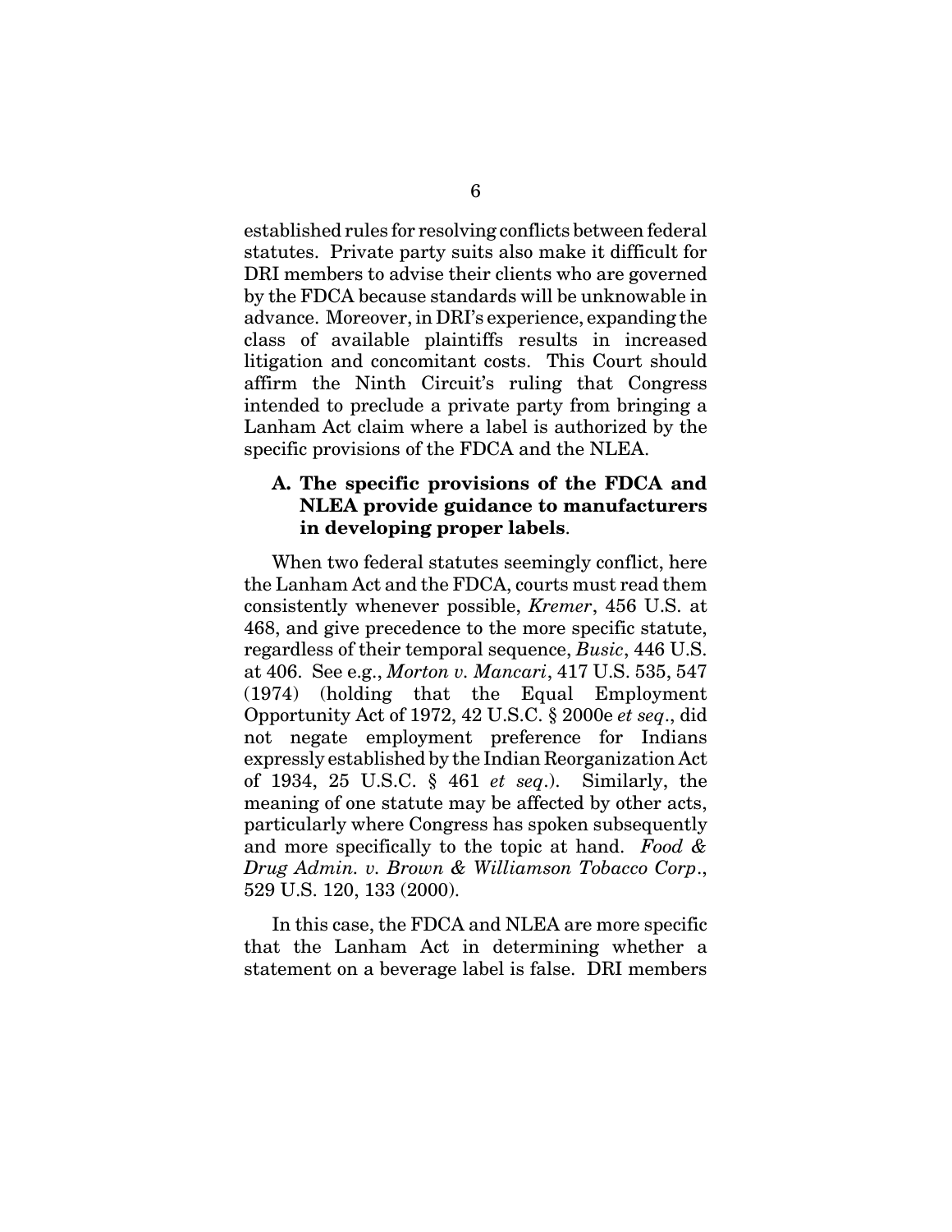established rules for resolving conflicts between federal statutes. Private party suits also make it difficult for DRI members to advise their clients who are governed by the FDCA because standards will be unknowable in advance. Moreover, in DRI's experience, expanding the class of available plaintiffs results in increased litigation and concomitant costs. This Court should affirm the Ninth Circuit's ruling that Congress intended to preclude a private party from bringing a Lanham Act claim where a label is authorized by the specific provisions of the FDCA and the NLEA.

### A. The specific provisions of the FDCA and NLEA provide guidance to manufacturers in developing proper labels.

When two federal statutes seemingly conflict, here the Lanham Act and the FDCA, courts must read them consistently whenever possible, *Kremer*, 456 U.S. at 468, and give precedence to the more specific statute, regardless of their temporal sequence, *Busic*, 446 U.S. at 406. See e.g., *Morton v. Mancari*, 417 U.S. 535, 547 (1974) (holding that the Equal Employment Opportunity Act of 1972, 42 U.S.C. § 2000e *et seq*., did not negate employment preference for Indians expressly established by the Indian Reorganization Act of 1934, 25 U.S.C. § 461 *et seq*.). Similarly, the meaning of one statute may be affected by other acts, particularly where Congress has spoken subsequently and more specifically to the topic at hand. *Food & Drug Admin. v. Brown & Williamson Tobacco Corp*., 529 U.S. 120, 133 (2000).

In this case, the FDCA and NLEA are more specific that the Lanham Act in determining whether a statement on a beverage label is false. DRI members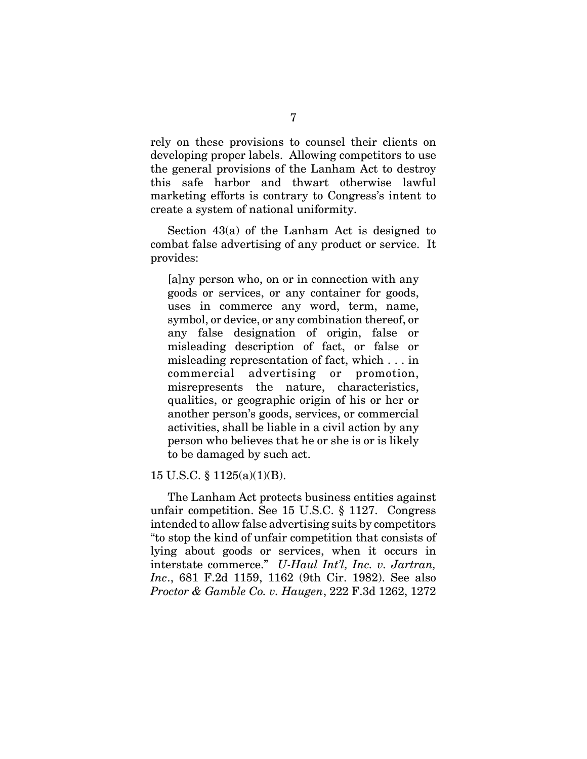rely on these provisions to counsel their clients on developing proper labels. Allowing competitors to use the general provisions of the Lanham Act to destroy this safe harbor and thwart otherwise lawful marketing efforts is contrary to Congress's intent to create a system of national uniformity.

Section 43(a) of the Lanham Act is designed to combat false advertising of any product or service. It provides:

> [a]ny person who, on or in connection with any goods or services, or any container for goods, uses in commerce any word, term, name, symbol, or device, or any combination thereof, or any false designation of origin, false or misleading description of fact, or false or misleading representation of fact, which . . . in commercial advertising or promotion, misrepresents the nature, characteristics, qualities, or geographic origin of his or her or another person's goods, services, or commercial activities, shall be liable in a civil action by any person who believes that he or she is or is likely to be damaged by such act.

15 U.S.C. § 1125(a)(1)(B).

The Lanham Act protects business entities against unfair competition. See 15 U.S.C. § 1127. Congress intended to allow false advertising suits by competitors "to stop the kind of unfair competition that consists of lying about goods or services, when it occurs in interstate commerce." *U-Haul Int'l, Inc. v. Jartran, Inc*., 681 F.2d 1159, 1162 (9th Cir. 1982). See also *Proctor & Gamble Co. v. Haugen*, 222 F.3d 1262, 1272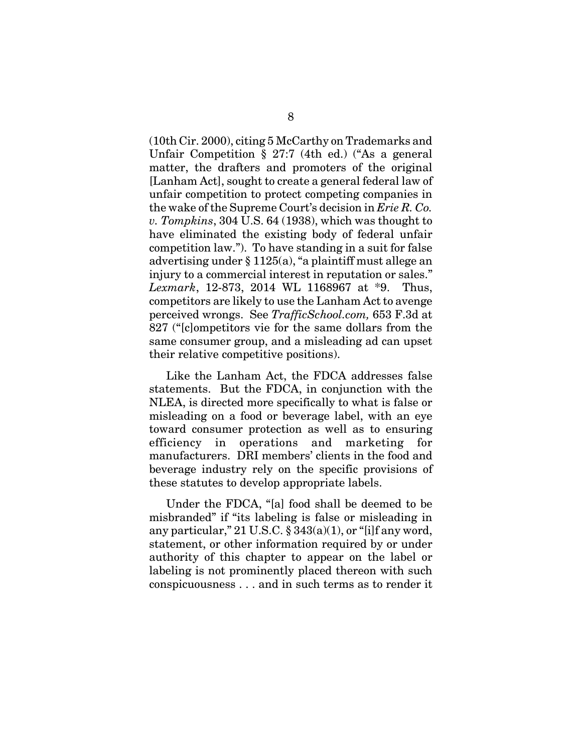(10th Cir. 2000), citing 5 McCarthy on Trademarks and Unfair Competition § 27:7 (4th ed.) ("As a general matter, the drafters and promoters of the original [Lanham Act], sought to create a general federal law of unfair competition to protect competing companies in the wake of the Supreme Court's decision in *Erie R. Co. v. Tompkins*, 304 U.S. 64 (1938), which was thought to have eliminated the existing body of federal unfair competition law."). To have standing in a suit for false advertising under § 1125(a), "a plaintiff must allege an injury to a commercial interest in reputation or sales." *Lexmark*, 12-873, 2014 WL 1168967 at *9. Thus, competitors are likely to use the Lanham Act to avenge perceived wrongs. See *TrafficSchool.com,* 653 F.3d at 827 ("[c]ompetitors vie for the same dollars from the same consumer group, and a misleading ad can upset their relative competitive positions).

Like the Lanham Act, the FDCA addresses false statements. But the FDCA, in conjunction with the NLEA, is directed more specifically to what is false or misleading on a food or beverage label, with an eye toward consumer protection as well as to ensuring efficiency in operations and marketing for manufacturers. DRI members' clients in the food and beverage industry rely on the specific provisions of these statutes to develop appropriate labels.

Under the FDCA, "[a] food shall be deemed to be misbranded" if "its labeling is false or misleading in any particular," 21 U.S.C. § 343(a)(1), or "[i]f any word, statement, or other information required by or under authority of this chapter to appear on the label or labeling is not prominently placed thereon with such conspicuousness . . . and in such terms as to render it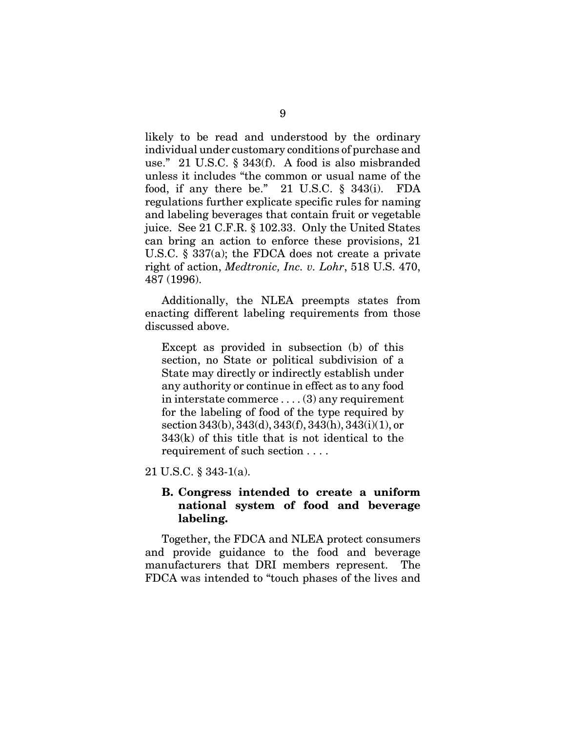likely to be read and understood by the ordinary individual under customary conditions of purchase and use." 21 U.S.C. § 343(f). A food is also misbranded unless it includes "the common or usual name of the food, if any there be." 21 U.S.C. § 343(i). FDA regulations further explicate specific rules for naming and labeling beverages that contain fruit or vegetable juice. See 21 C.F.R. § 102.33. Only the United States can bring an action to enforce these provisions, 21 U.S.C. § 337(a); the FDCA does not create a private right of action, *Medtronic, Inc. v. Lohr*, 518 U.S. 470, 487 (1996).

Additionally, the NLEA preempts states from enacting different labeling requirements from those discussed above.

> Except as provided in subsection (b) of this section, no State or political subdivision of a State may directly or indirectly establish under any authority or continue in effect as to any food in interstate commerce . . . . (3) any requirement for the labeling of food of the type required by section 343(b), 343(d), 343(f), 343(h), 343(i)(1), or 343(k) of this title that is not identical to the requirement of such section . . . .

21 U.S.C. § 343-1(a).

### B. Congress intended to create a uniform national system of food and beverage labeling.

Together, the FDCA and NLEA protect consumers and provide guidance to the food and beverage manufacturers that DRI members represent. The FDCA was intended to "touch phases of the lives and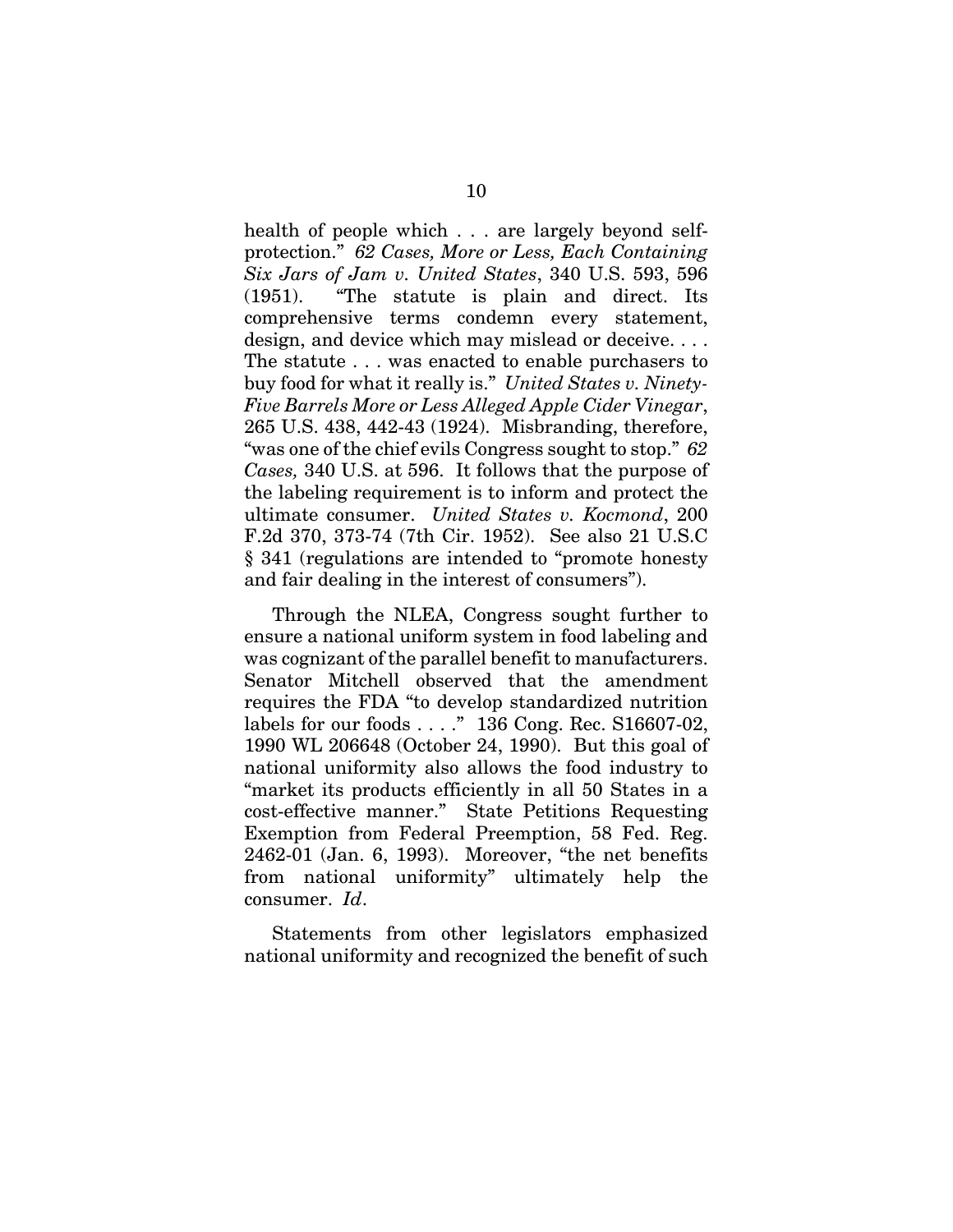health of people which . . . are largely beyond self-protection." *62 Cases, More or Less, Each Containing Six Jars of Jam v. United States*, 340 U.S. 593, 596 (1951). "The statute is plain and direct. Its comprehensive terms condemn every statement, design, and device which may mislead or deceive. . . . The statute . . . was enacted to enable purchasers to buy food for what it really is." *United States v. Ninety-Five Barrels More or Less Alleged Apple Cider Vinegar*, 265 U.S. 438, 442-43 (1924). Misbranding, therefore, "was one of the chief evils Congress sought to stop." *62 Cases,* 340 U.S. at 596. It follows that the purpose of the labeling requirement is to inform and protect the ultimate consumer. *United States v. Kocmond*, 200 F.2d 370, 373-74 (7th Cir. 1952). See also 21 U.S.C § 341 (regulations are intended to "promote honesty and fair dealing in the interest of consumers").

Through the NLEA, Congress sought further to ensure a national uniform system in food labeling and was cognizant of the parallel benefit to manufacturers. Senator Mitchell observed that the amendment requires the FDA "to develop standardized nutrition labels for our foods . . . ." 136 Cong. Rec. S16607-02, 1990 WL 206648 (October 24, 1990). But this goal of national uniformity also allows the food industry to "market its products efficiently in all 50 States in a cost-effective manner." State Petitions Requesting Exemption from Federal Preemption, 58 Fed. Reg. 2462-01 (Jan. 6, 1993). Moreover, "the net benefits from national uniformity" ultimately help the consumer. *Id*.

Statements from other legislators emphasized national uniformity and recognized the benefit of such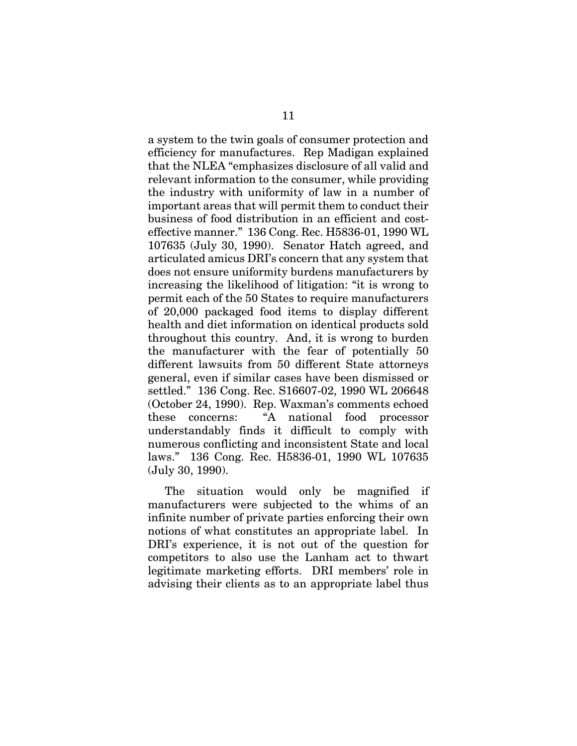a system to the twin goals of consumer protection and efficiency for manufactures. Rep Madigan explained that the NLEA "emphasizes disclosure of all valid and relevant information to the consumer, while providing the industry with uniformity of law in a number of important areas that will permit them to conduct their business of food distribution in an efficient and cost-effective manner." 136 Cong. Rec. H5836-01, 1990 WL 107635 (July 30, 1990). Senator Hatch agreed, and articulated amicus DRI's concern that any system that does not ensure uniformity burdens manufacturers by increasing the likelihood of litigation: "it is wrong to permit each of the 50 States to require manufacturers of 20,000 packaged food items to display different health and diet information on identical products sold throughout this country. And, it is wrong to burden the manufacturer with the fear of potentially 50 different lawsuits from 50 different State attorneys general, even if similar cases have been dismissed or settled." 136 Cong. Rec. S16607-02, 1990 WL 206648 (October 24, 1990). Rep. Waxman's comments echoed these concerns: "A national food processor understandably finds it difficult to comply with numerous conflicting and inconsistent State and local laws." 136 Cong. Rec. H5836-01, 1990 WL 107635 (July 30, 1990).

The situation would only be magnified if manufacturers were subjected to the whims of an infinite number of private parties enforcing their own notions of what constitutes an appropriate label. In DRI's experience, it is not out of the question for competitors to also use the Lanham act to thwart legitimate marketing efforts. DRI members' role in advising their clients as to an appropriate label thus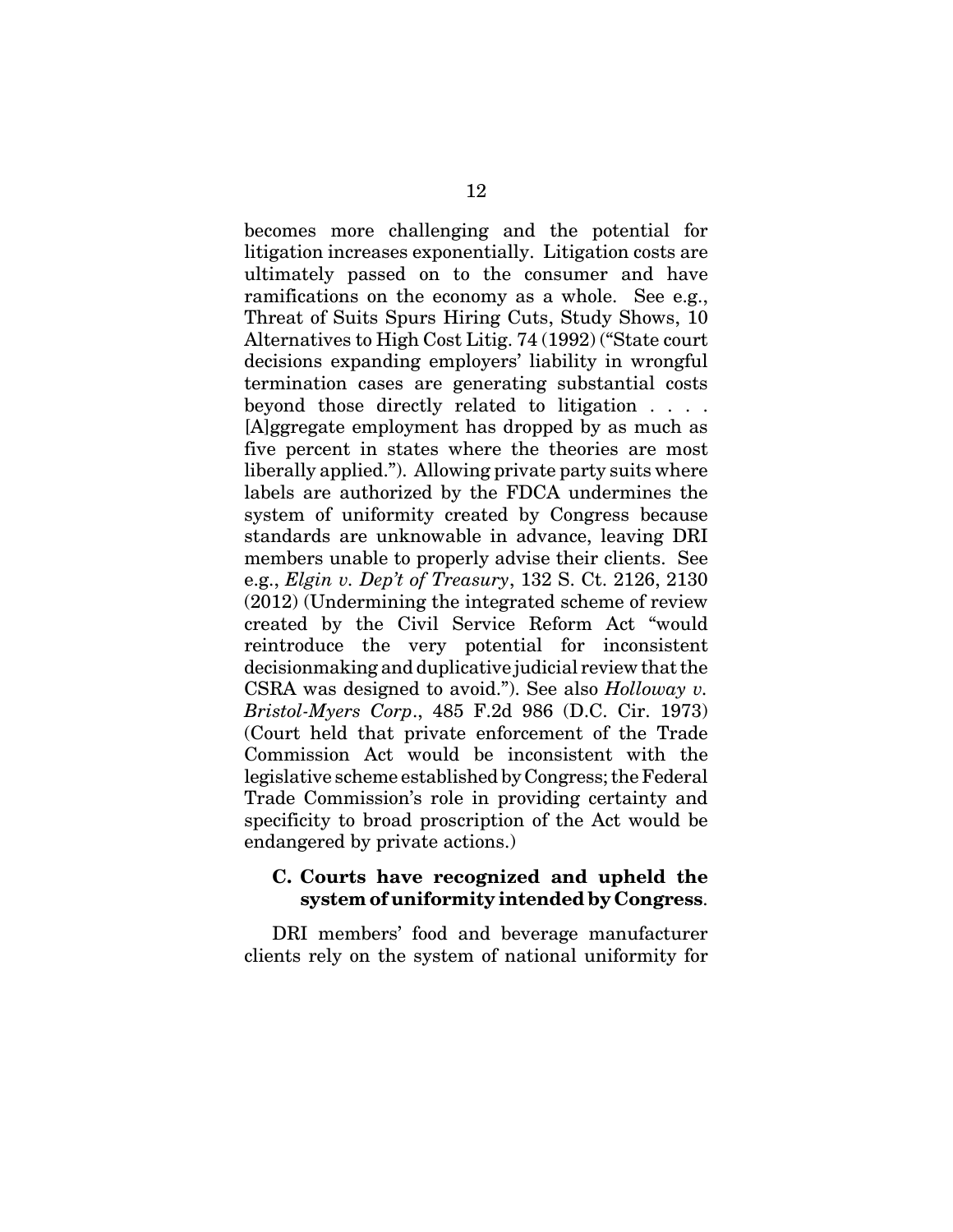becomes more challenging and the potential for litigation increases exponentially. Litigation costs are ultimately passed on to the consumer and have ramifications on the economy as a whole. See e.g., Threat of Suits Spurs Hiring Cuts, Study Shows, 10 Alternatives to High Cost Litig. 74 (1992) ("State court decisions expanding employers' liability in wrongful termination cases are generating substantial costs beyond those directly related to litigation . . . . [A]ggregate employment has dropped by as much as five percent in states where the theories are most liberally applied."). Allowing private party suits where labels are authorized by the FDCA undermines the system of uniformity created by Congress because standards are unknowable in advance, leaving DRI members unable to properly advise their clients. See e.g., *Elgin v. Dep't of Treasury*, 132 S. Ct. 2126, 2130 (2012) (Undermining the integrated scheme of review created by the Civil Service Reform Act "would reintroduce the very potential for inconsistent decisionmaking and duplicative judicial review that the CSRA was designed to avoid."). See also *Holloway v. Bristol-Myers Corp*., 485 F.2d 986 (D.C. Cir. 1973) (Court held that private enforcement of the Trade Commission Act would be inconsistent with the legislative scheme established by Congress; the Federal Trade Commission's role in providing certainty and specificity to broad proscription of the Act would be endangered by private actions.)

### C. Courts have recognized and upheld the system of uniformity intended by Congress.

DRI members' food and beverage manufacturer clients rely on the system of national uniformity for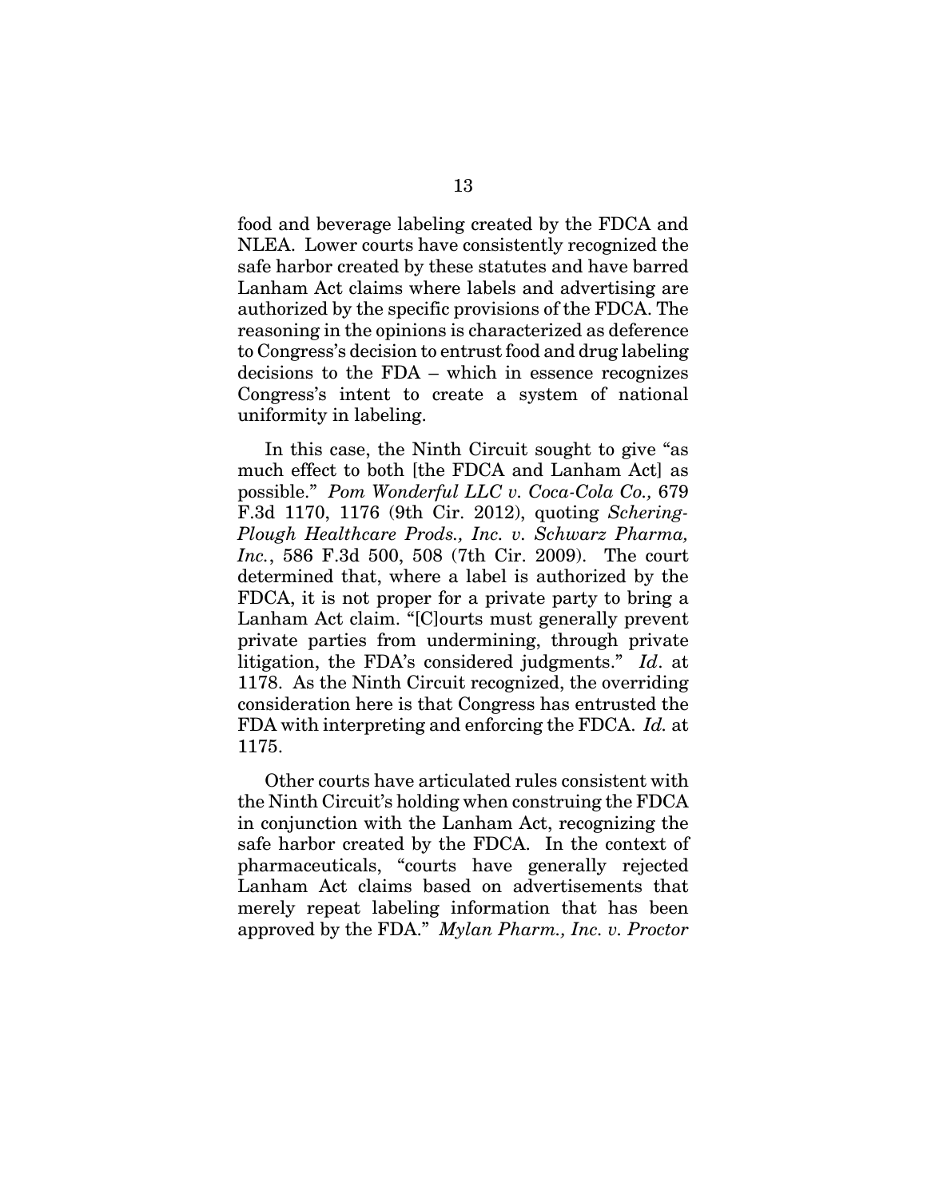food and beverage labeling created by the FDCA and NLEA. Lower courts have consistently recognized the safe harbor created by these statutes and have barred Lanham Act claims where labels and advertising are authorized by the specific provisions of the FDCA. The reasoning in the opinions is characterized as deference to Congress's decision to entrust food and drug labeling decisions to the FDA – which in essence recognizes Congress's intent to create a system of national uniformity in labeling.

In this case, the Ninth Circuit sought to give "as much effect to both [the FDCA and Lanham Act] as possible." *Pom Wonderful LLC v. Coca-Cola Co.,* 679 F.3d 1170, 1176 (9th Cir. 2012), quoting *Schering-Plough Healthcare Prods., Inc. v. Schwarz Pharma, Inc.*, 586 F.3d 500, 508 (7th Cir. 2009). The court determined that, where a label is authorized by the FDCA, it is not proper for a private party to bring a Lanham Act claim. "[C]ourts must generally prevent private parties from undermining, through private litigation, the FDA's considered judgments." *Id*. at 1178. As the Ninth Circuit recognized, the overriding consideration here is that Congress has entrusted the FDA with interpreting and enforcing the FDCA. *Id.* at 1175.

Other courts have articulated rules consistent with the Ninth Circuit's holding when construing the FDCA in conjunction with the Lanham Act, recognizing the safe harbor created by the FDCA. In the context of pharmaceuticals, "courts have generally rejected Lanham Act claims based on advertisements that merely repeat labeling information that has been approved by the FDA." *Mylan Pharm., Inc. v. Proctor*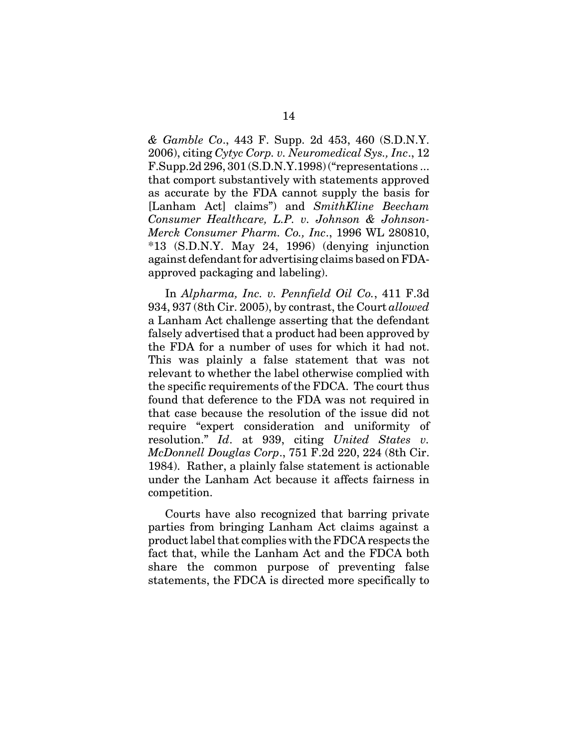*& Gamble Co*., 443 F. Supp. 2d 453, 460 (S.D.N.Y. 2006), citing *Cytyc Corp. v. Neuromedical Sys., Inc*., 12 F.Supp.2d 296, 301 (S.D.N.Y.1998) ("representations ... that comport substantively with statements approved as accurate by the FDA cannot supply the basis for [Lanham Act] claims") and *SmithKline Beecham Consumer Healthcare, L.P. v. Johnson & Johnson-Merck Consumer Pharm. Co., Inc*., 1996 WL 280810, *13 (S.D.N.Y. May 24, 1996) (denying injunction against defendant for advertising claims based on FDA-approved packaging and labeling).

In *Alpharma, Inc. v. Pennfield Oil Co.*, 411 F.3d 934, 937 (8th Cir. 2005), by contrast, the Court *allowed* a Lanham Act challenge asserting that the defendant falsely advertised that a product had been approved by the FDA for a number of uses for which it had not. This was plainly a false statement that was not relevant to whether the label otherwise complied with the specific requirements of the FDCA. The court thus found that deference to the FDA was not required in that case because the resolution of the issue did not require "expert consideration and uniformity of resolution." *Id*. at 939, citing *United States v. McDonnell Douglas Corp*., 751 F.2d 220, 224 (8th Cir. 1984). Rather, a plainly false statement is actionable under the Lanham Act because it affects fairness in competition.

Courts have also recognized that barring private parties from bringing Lanham Act claims against a product label that complies with the FDCA respects the fact that, while the Lanham Act and the FDCA both share the common purpose of preventing false statements, the FDCA is directed more specifically to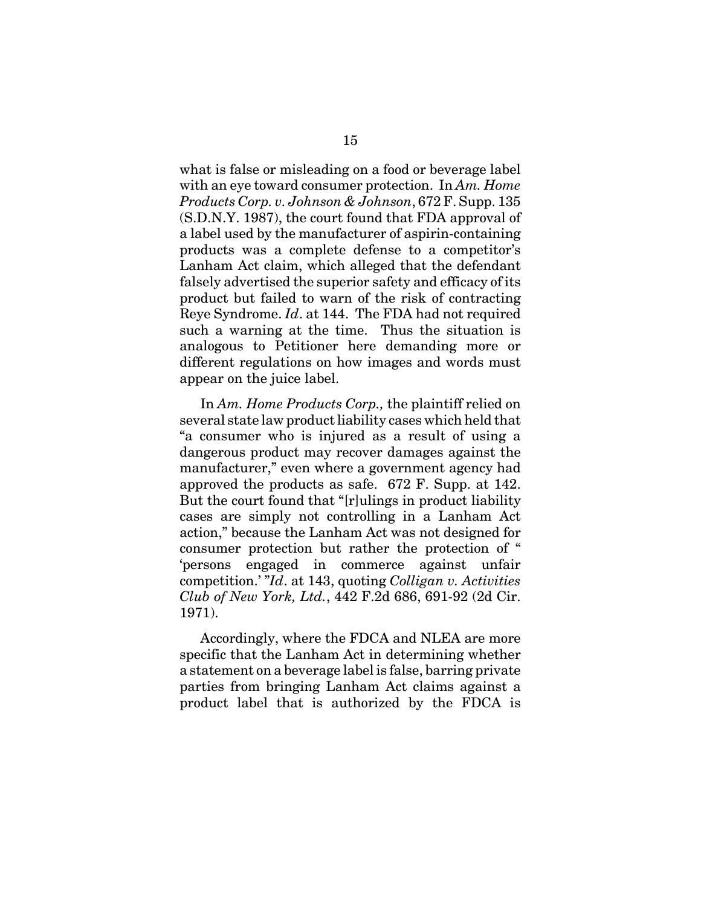what is false or misleading on a food or beverage label with an eye toward consumer protection. In *Am. Home Products Corp. v. Johnson & Johnson*, 672 F. Supp. 135 (S.D.N.Y. 1987), the court found that FDA approval of a label used by the manufacturer of aspirin-containing products was a complete defense to a competitor's Lanham Act claim, which alleged that the defendant falsely advertised the superior safety and efficacy of its product but failed to warn of the risk of contracting Reye Syndrome. *Id*. at 144. The FDA had not required such a warning at the time. Thus the situation is analogous to Petitioner here demanding more or different regulations on how images and words must appear on the juice label.

In *Am. Home Products Corp.,* the plaintiff relied on several state law product liability cases which held that "a consumer who is injured as a result of using a dangerous product may recover damages against the manufacturer," even where a government agency had approved the products as safe. 672 F. Supp. at 142. But the court found that "[r]ulings in product liability cases are simply not controlling in a Lanham Act action," because the Lanham Act was not designed for consumer protection but rather the protection of " 'persons engaged in commerce against unfair competition.' "*Id*. at 143, quoting *Colligan v. Activities Club of New York, Ltd.*, 442 F.2d 686, 691-92 (2d Cir. 1971).

Accordingly, where the FDCA and NLEA are more specific that the Lanham Act in determining whether a statement on a beverage label is false, barring private parties from bringing Lanham Act claims against a product label that is authorized by the FDCA is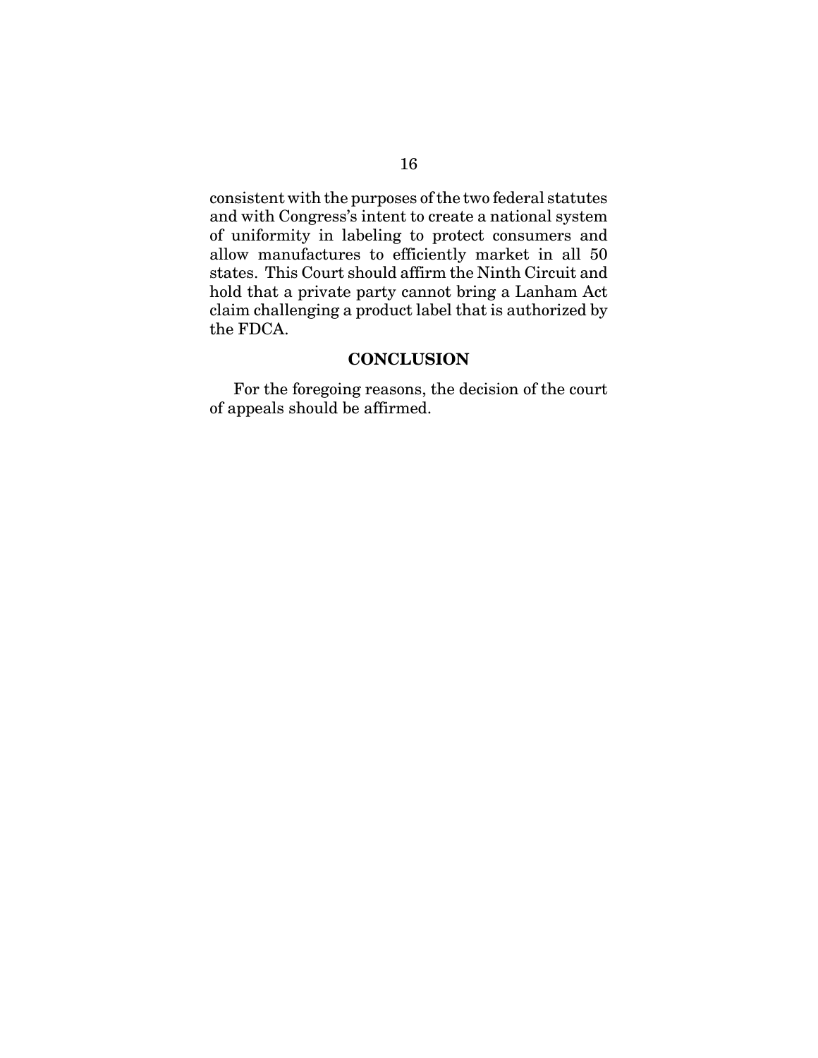consistent with the purposes of the two federal statutes and with Congress's intent to create a national system of uniformity in labeling to protect consumers and allow manufactures to efficiently market in all 50 states. This Court should affirm the Ninth Circuit and hold that a private party cannot bring a Lanham Act claim challenging a product label that is authorized by the FDCA.

## CONCLUSION

For the foregoing reasons, the decision of the court of appeals should be affirmed.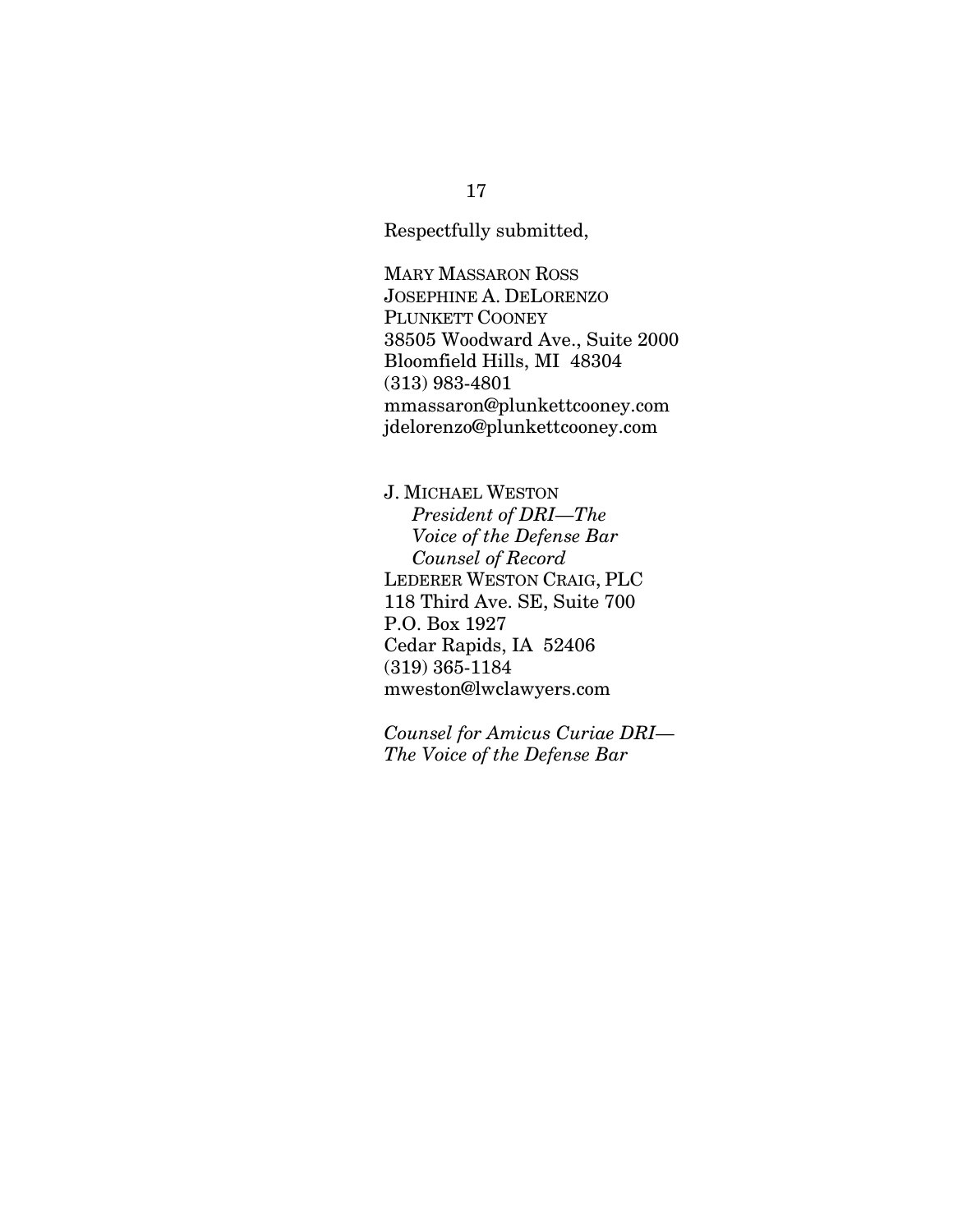Respectfully submitted,

MARY MASSARON ROSS
JOSEPHINE A. DELORENZO
PLUNKETT COONEY
38505 Woodward Ave., Suite 2000
Bloomfield Hills, MI 48304
(313) 983-4801
mmassaron@plunkettcooney.com
jdelorenzo@plunkettcooney.com

J. MICHAEL WESTON
*President of DRI—The Voice of the Defense Bar*
*Counsel of Record*
LEDERER WESTON CRAIG, PLC
118 Third Ave. SE, Suite 700
P.O. Box 1927
Cedar Rapids, IA 52406
(319) 365-1184
mweston@lwclawyers.com

*Counsel for Amicus Curiae DRI—The Voice of the Defense Bar*